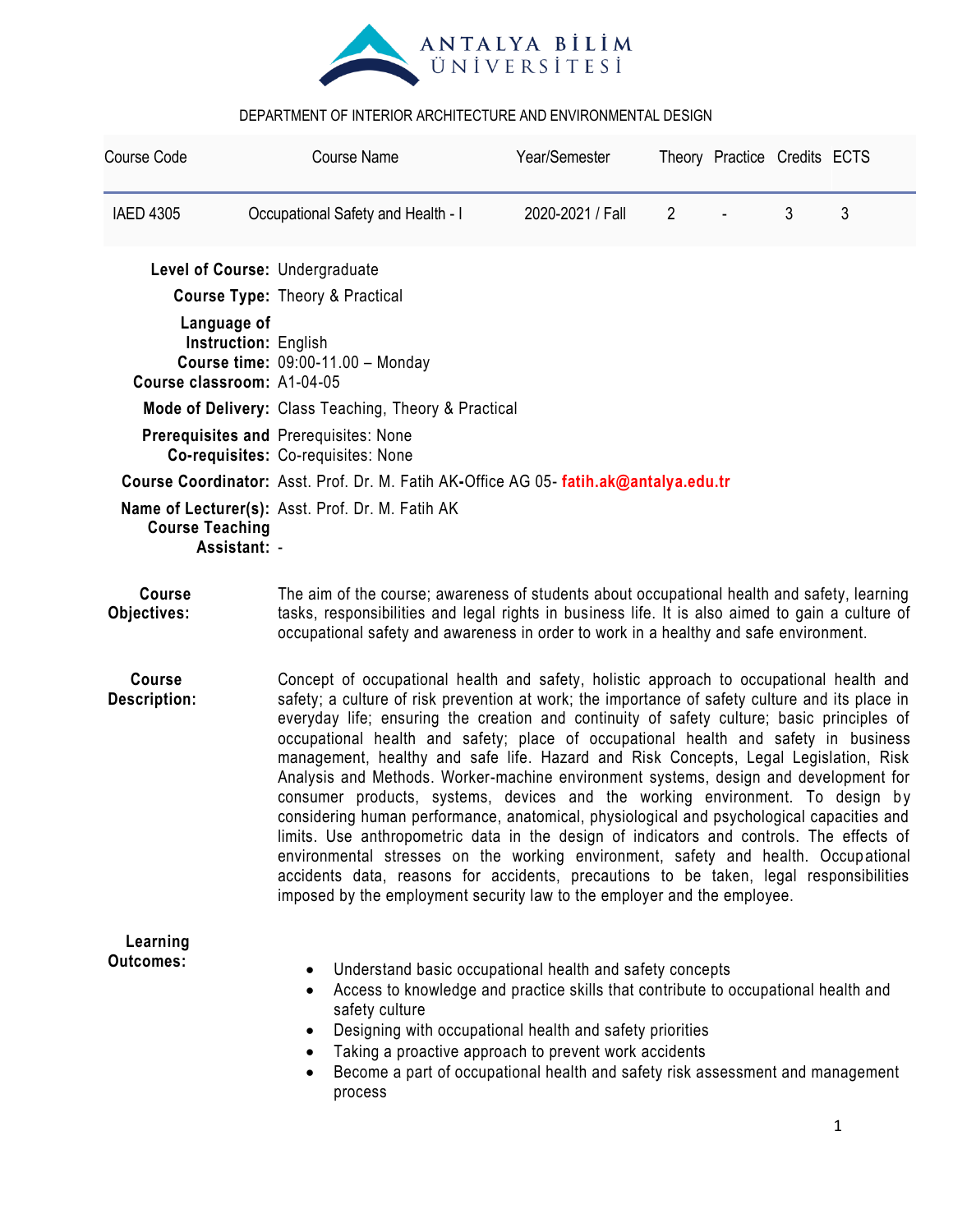ANTALYA BİLİM ÜNİVERSİTESİ

DEPARTMENT OF INTERIOR ARCHITECTURE AND ENVIRONMENTAL DESIGN

| Course Code | Course Name | Year/Semester | Theory | Practice | Credits | ECTS |
|---|---|---|---|---|---|---|
| IAED 4305 | Occupational Safety and Health - I | 2020-2021 / Fall | 2 | - | 3 | 3 |

**Level of Course:** Undergraduate

**Course Type:** Theory & Practical

**Language of Instruction:** English

**Course time:** 09:00-11.00 – Monday

**Course classroom:** A1-04-05

**Mode of Delivery:** Class Teaching, Theory & Practical

**Prerequisites and Co-requisites:** Prerequisites: None
Co-requisites: None

**Course Coordinator:** Asst. Prof. Dr. M. Fatih AK-Office AG 05- fatih.ak@antalya.edu.tr

**Name of Lecturer(s):** Asst. Prof. Dr. M. Fatih AK

**Course Teaching Assistant:** -

**Course Objectives:** The aim of the course; awareness of students about occupational health and safety, learning tasks, responsibilities and legal rights in business life. It is also aimed to gain a culture of occupational safety and awareness in order to work in a healthy and safe environment.

**Course Description:** Concept of occupational health and safety, holistic approach to occupational health and safety; a culture of risk prevention at work; the importance of safety culture and its place in everyday life; ensuring the creation and continuity of safety culture; basic principles of occupational health and safety; place of occupational health and safety in business management, healthy and safe life. Hazard and Risk Concepts, Legal Legislation, Risk Analysis and Methods. Worker-machine environment systems, design and development for consumer products, systems, devices and the working environment. To design by considering human performance, anatomical, physiological and psychological capacities and limits. Use anthropometric data in the design of indicators and controls. The effects of environmental stresses on the working environment, safety and health. Occupational accidents data, reasons for accidents, precautions to be taken, legal responsibilities imposed by the employment security law to the employer and the employee.

**Learning Outcomes:**

- Understand basic occupational health and safety concepts
- Access to knowledge and practice skills that contribute to occupational health and safety culture
- Designing with occupational health and safety priorities
- Taking a proactive approach to prevent work accidents
- Become a part of occupational health and safety risk assessment and management process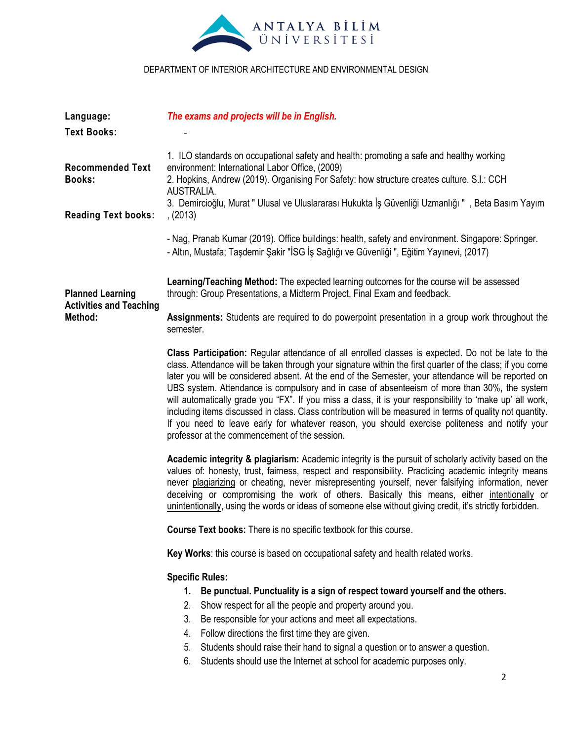DEPARTMENT OF INTERIOR ARCHITECTURE AND ENVIRONMENTAL DESIGN

**Language:** ***The exams and projects will be in English.***

**Text Books:** -

**Recommended Text Books:**

1. ILO standards on occupational safety and health: promoting a safe and healthy working environment: International Labor Office, (2009)
2. Hopkins, Andrew (2019). Organising For Safety: how structure creates culture. S.l.: CCH AUSTRALIA.
3. Demircioğlu, Murat " Ulusal ve Uluslararası Hukukta İş Güvenliği Uzmanlığı " , Beta Basım Yayım , (2013)

**Reading Text books:**

- Nag, Pranab Kumar (2019). Office buildings: health, safety and environment. Singapore: Springer.
- Altın, Mustafa; Taşdemir Şakir "İSG İş Sağlığı ve Güvenliği ", Eğitim Yayınevi, (2017)

**Planned Learning Activities and Teaching Method:**

**Learning/Teaching Method:** The expected learning outcomes for the course will be assessed through: Group Presentations, a Midterm Project, Final Exam and feedback.

**Assignments:** Students are required to do powerpoint presentation in a group work throughout the semester.

**Class Participation:** Regular attendance of all enrolled classes is expected. Do not be late to the class. Attendance will be taken through your signature within the first quarter of the class; if you come later you will be considered absent. At the end of the Semester, your attendance will be reported on UBS system. Attendance is compulsory and in case of absenteeism of more than 30%, the system will automatically grade you "FX". If you miss a class, it is your responsibility to 'make up' all work, including items discussed in class. Class contribution will be measured in terms of quality not quantity. If you need to leave early for whatever reason, you should exercise politeness and notify your professor at the commencement of the session.

**Academic integrity & plagiarism:** Academic integrity is the pursuit of scholarly activity based on the values of: honesty, trust, fairness, respect and responsibility. Practicing academic integrity means never plagiarizing or cheating, never misrepresenting yourself, never falsifying information, never deceiving or compromising the work of others. Basically this means, either intentionally or unintentionally, using the words or ideas of someone else without giving credit, it's strictly forbidden.

**Course Text books:** There is no specific textbook for this course.

**Key Works**: this course is based on occupational safety and health related works.

**Specific Rules:**

1. **Be punctual. Punctuality is a sign of respect toward yourself and the others.**
2. Show respect for all the people and property around you.
3. Be responsible for your actions and meet all expectations.
4. Follow directions the first time they are given.
5. Students should raise their hand to signal a question or to answer a question.
6. Students should use the Internet at school for academic purposes only.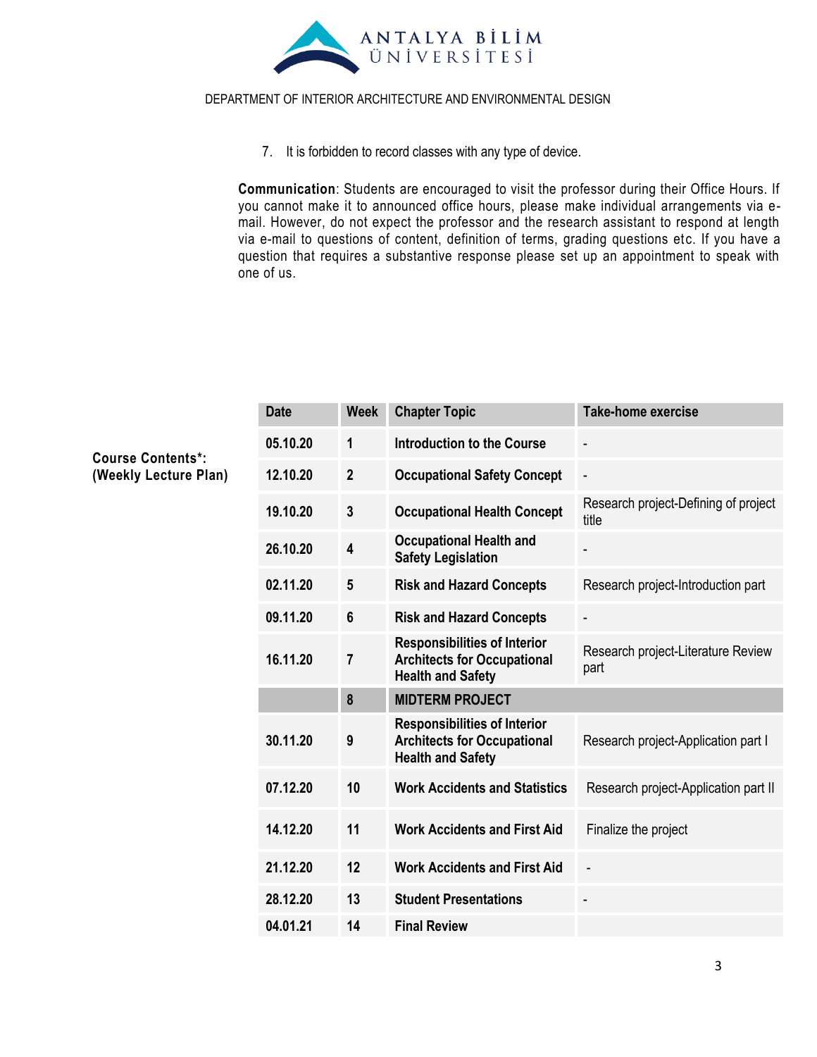7. It is forbidden to record classes with any type of device.

**Communication**: Students are encouraged to visit the professor during their Office Hours. If you cannot make it to announced office hours, please make individual arrangements via e-mail. However, do not expect the professor and the research assistant to respond at length via e-mail to questions of content, definition of terms, grading questions etc. If you have a question that requires a substantive response please set up an appointment to speak with one of us.

**Course Contents*: (Weekly Lecture Plan)**

| Date | Week | Chapter Topic | Take-home exercise |
|---|---|---|---|
| 05.10.20 | 1 | Introduction to the Course | - |
| 12.10.20 | 2 | Occupational Safety Concept | - |
| 19.10.20 | 3 | Occupational Health Concept | Research project-Defining of project title |
| 26.10.20 | 4 | Occupational Health and Safety Legislation | - |
| 02.11.20 | 5 | Risk and Hazard Concepts | Research project-Introduction part |
| 09.11.20 | 6 | Risk and Hazard Concepts | - |
| 16.11.20 | 7 | Responsibilities of Interior Architects for Occupational Health and Safety | Research project-Literature Review part |
| | 8 | MIDTERM PROJECT | |
| 30.11.20 | 9 | Responsibilities of Interior Architects for Occupational Health and Safety | Research project-Application part I |
| 07.12.20 | 10 | Work Accidents and Statistics | Research project-Application part II |
| 14.12.20 | 11 | Work Accidents and First Aid | Finalize the project |
| 21.12.20 | 12 | Work Accidents and First Aid | - |
| 28.12.20 | 13 | Student Presentations | - |
| 04.01.21 | 14 | Final Review | |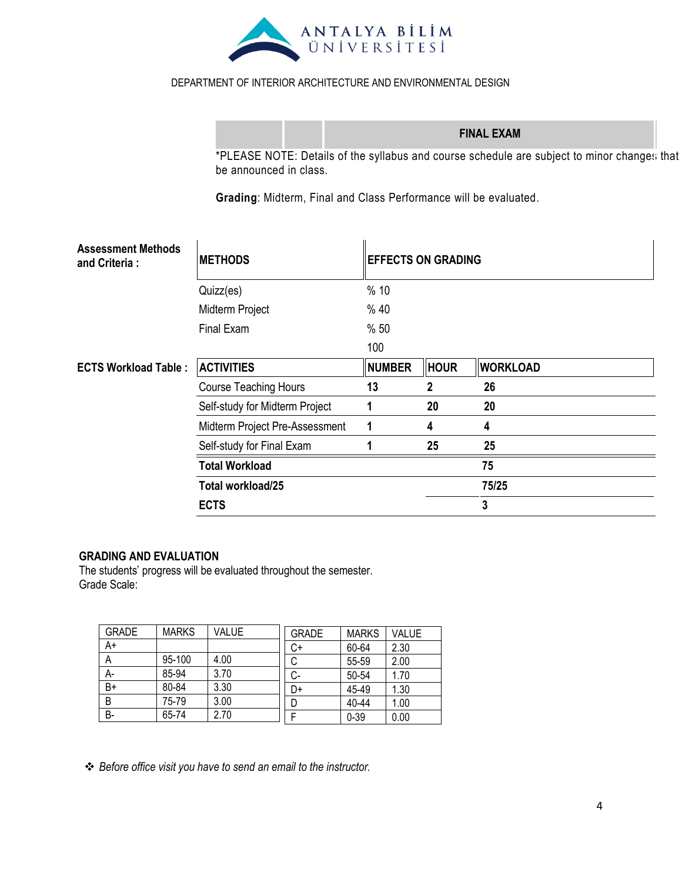ANTALYA BİLİM ÜNİVERSİTESİ

DEPARTMENT OF INTERIOR ARCHITECTURE AND ENVIRONMENTAL DESIGN

| | | |
|---|---|---|
| | | **FINAL EXAM** |

*PLEASE NOTE: Details of the syllabus and course schedule are subject to minor changes that be announced in class.

**Grading**: Midterm, Final and Class Performance will be evaluated.

**Assessment Methods and Criteria :**

| METHODS | EFFECTS ON GRADING |
|---|---|
| Quizz(es) | % 10 |
| Midterm Project | % 40 |
| Final Exam | % 50 |
| | 100 |

**ECTS Workload Table :**

| ACTIVITIES | NUMBER | HOUR | WORKLOAD |
|---|---|---|---|
| Course Teaching Hours | **13** | **2** | **26** |
| Self-study for Midterm Project | **1** | **20** | **20** |
| Midterm Project Pre-Assessment | **1** | **4** | **4** |
| Self-study for Final Exam | **1** | **25** | **25** |
| **Total Workload** | | | **75** |
| **Total workload/25** | | | **75/25** |
| **ECTS** | | | **3** |

**GRADING AND EVALUATION**

The students' progress will be evaluated throughout the semester.
Grade Scale:

| GRADE | MARKS | VALUE |
|---|---|---|
| A+ | | |
| A | 95-100 | 4.00 |
| A- | 85-94 | 3.70 |
| B+ | 80-84 | 3.30 |
| B | 75-79 | 3.00 |
| B- | 65-74 | 2.70 |

| GRADE | MARKS | VALUE |
|---|---|---|
| C+ | 60-64 | 2.30 |
| C | 55-59 | 2.00 |
| C- | 50-54 | 1.70 |
| D+ | 45-49 | 1.30 |
| D | 40-44 | 1.00 |
| F | 0-39 | 0.00 |

- *Before office visit you have to send an email to the instructor.*